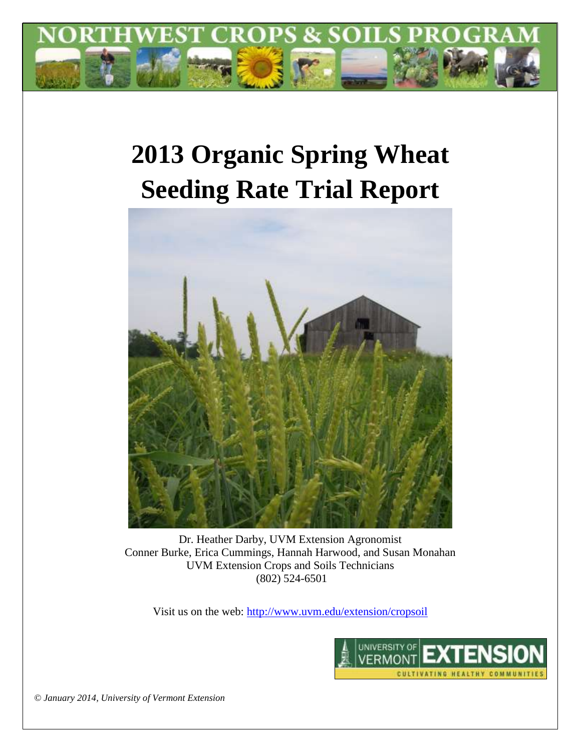# NORTHWEST CROPS & SOILS PROGRAM

# 2013 Organic Spring Wheat Seeding Rate Trial Report

Dr. Heather Darby, UVM Extension Agronomist
Conner Burke, Erica Cummings, Hannah Harwood, and Susan Monahan
UVM Extension Crops and Soils Technicians
(802) 524-6501

Visit us on the web: http://www.uvm.edu/extension/cropsoil

UNIVERSITY OF VERMONT EXTENSION
CULTIVATING HEALTHY COMMUNITIES

*© January 2014, University of Vermont Extension*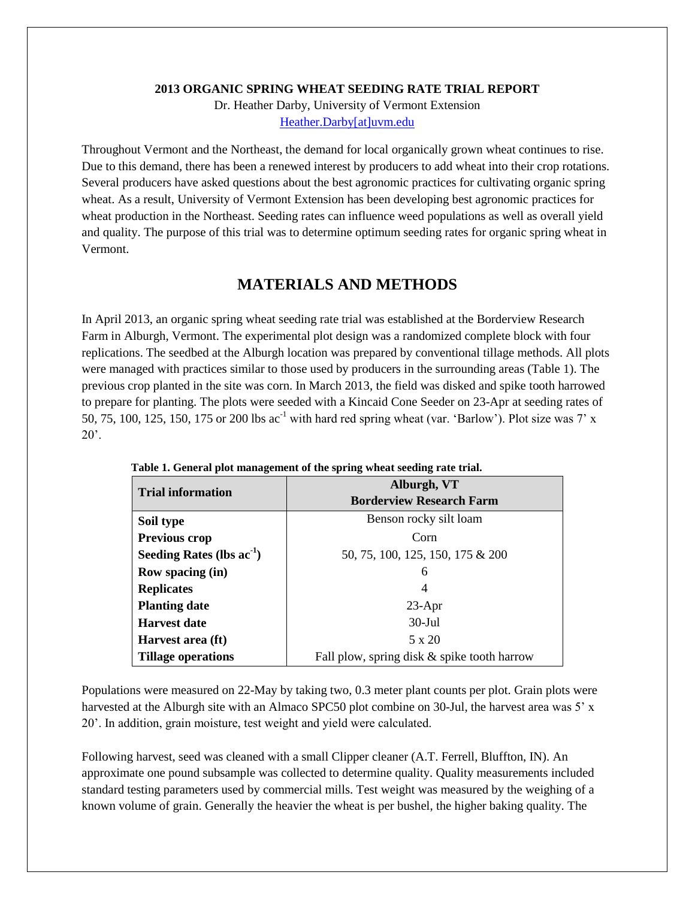**2013 ORGANIC SPRING WHEAT SEEDING RATE TRIAL REPORT**

Dr. Heather Darby, University of Vermont Extension
Heather.Darby[at]uvm.edu

Throughout Vermont and the Northeast, the demand for local organically grown wheat continues to rise. Due to this demand, there has been a renewed interest by producers to add wheat into their crop rotations. Several producers have asked questions about the best agronomic practices for cultivating organic spring wheat. As a result, University of Vermont Extension has been developing best agronomic practices for wheat production in the Northeast. Seeding rates can influence weed populations as well as overall yield and quality. The purpose of this trial was to determine optimum seeding rates for organic spring wheat in Vermont.

## MATERIALS AND METHODS

In April 2013, an organic spring wheat seeding rate trial was established at the Borderview Research Farm in Alburgh, Vermont. The experimental plot design was a randomized complete block with four replications. The seedbed at the Alburgh location was prepared by conventional tillage methods. All plots were managed with practices similar to those used by producers in the surrounding areas (Table 1). The previous crop planted in the site was corn. In March 2013, the field was disked and spike tooth harrowed to prepare for planting. The plots were seeded with a Kincaid Cone Seeder on 23-Apr at seeding rates of 50, 75, 100, 125, 150, 175 or 200 lbs $ac^{-1}$ with hard red spring wheat (var. 'Barlow'). Plot size was 7' x 20'.

**Table 1. General plot management of the spring wheat seeding rate trial.**

| Trial information | Alburgh, VT Borderview Research Farm |
|---|---|
| **Soil type** | Benson rocky silt loam |
| **Previous crop** | Corn |
| **Seeding Rates (lbs $ac^{-1}$)** | 50, 75, 100, 125, 150, 175 & 200 |
| **Row spacing (in)** | 6 |
| **Replicates** | 4 |
| **Planting date** | 23-Apr |
| **Harvest date** | 30-Jul |
| **Harvest area (ft)** | 5 x 20 |
| **Tillage operations** | Fall plow, spring disk & spike tooth harrow |

Populations were measured on 22-May by taking two, 0.3 meter plant counts per plot. Grain plots were harvested at the Alburgh site with an Almaco SPC50 plot combine on 30-Jul, the harvest area was 5' x 20'. In addition, grain moisture, test weight and yield were calculated.

Following harvest, seed was cleaned with a small Clipper cleaner (A.T. Ferrell, Bluffton, IN). An approximate one pound subsample was collected to determine quality. Quality measurements included standard testing parameters used by commercial mills. Test weight was measured by the weighing of a known volume of grain. Generally the heavier the wheat is per bushel, the higher baking quality. The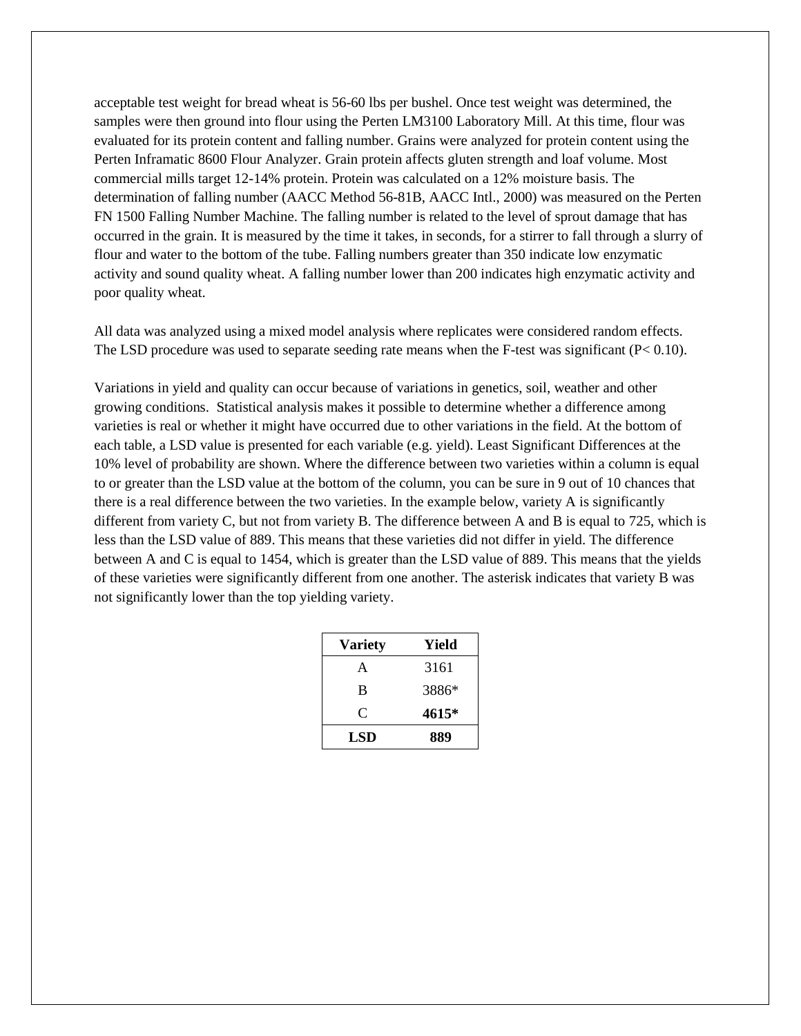acceptable test weight for bread wheat is 56-60 lbs per bushel. Once test weight was determined, the samples were then ground into flour using the Perten LM3100 Laboratory Mill. At this time, flour was evaluated for its protein content and falling number. Grains were analyzed for protein content using the Perten Inframatic 8600 Flour Analyzer. Grain protein affects gluten strength and loaf volume. Most commercial mills target 12-14% protein. Protein was calculated on a 12% moisture basis. The determination of falling number (AACC Method 56-81B, AACC Intl., 2000) was measured on the Perten FN 1500 Falling Number Machine. The falling number is related to the level of sprout damage that has occurred in the grain. It is measured by the time it takes, in seconds, for a stirrer to fall through a slurry of flour and water to the bottom of the tube. Falling numbers greater than 350 indicate low enzymatic activity and sound quality wheat. A falling number lower than 200 indicates high enzymatic activity and poor quality wheat.

All data was analyzed using a mixed model analysis where replicates were considered random effects. The LSD procedure was used to separate seeding rate means when the F-test was significant ($P < 0.10$).

Variations in yield and quality can occur because of variations in genetics, soil, weather and other growing conditions. Statistical analysis makes it possible to determine whether a difference among varieties is real or whether it might have occurred due to other variations in the field. At the bottom of each table, a LSD value is presented for each variable (e.g. yield). Least Significant Differences at the 10% level of probability are shown. Where the difference between two varieties within a column is equal to or greater than the LSD value at the bottom of the column, you can be sure in 9 out of 10 chances that there is a real difference between the two varieties. In the example below, variety A is significantly different from variety C, but not from variety B. The difference between A and B is equal to 725, which is less than the LSD value of 889. This means that these varieties did not differ in yield. The difference between A and C is equal to 1454, which is greater than the LSD value of 889. This means that the yields of these varieties were significantly different from one another. The asterisk indicates that variety B was not significantly lower than the top yielding variety.

| Variety | Yield |
|---|---|
| A | 3161 |
| B | 3886* |
| C | **4615*** |
| **LSD** | **889** |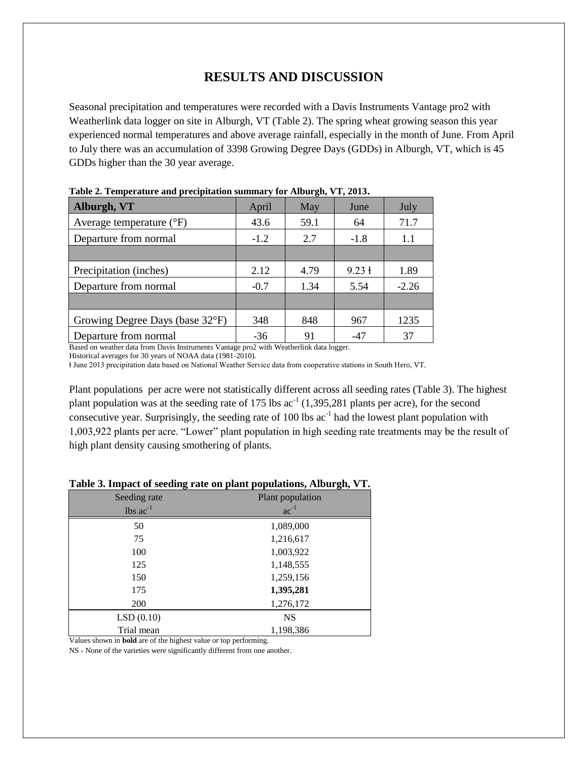# RESULTS AND DISCUSSION

Seasonal precipitation and temperatures were recorded with a Davis Instruments Vantage pro2 with Weatherlink data logger on site in Alburgh, VT (Table 2). The spring wheat growing season this year experienced normal temperatures and above average rainfall, especially in the month of June. From April to July there was an accumulation of 3398 Growing Degree Days (GDDs) in Alburgh, VT, which is 45 GDDs higher than the 30 year average.

**Table 2. Temperature and precipitation summary for Alburgh, VT, 2013.**

| Alburgh, VT | April | May | June | July |
|---|---|---|---|---|
| Average temperature (°F) | 43.6 | 59.1 | 64 | 71.7 |
| Departure from normal | -1.2 | 2.7 | -1.8 | 1.1 |
| | | | | |
| Precipitation (inches) | 2.12 | 4.79 | 9.23 ƚ | 1.89 |
| Departure from normal | -0.7 | 1.34 | 5.54 | -2.26 |
| | | | | |
| Growing Degree Days (base 32°F) | 348 | 848 | 967 | 1235 |
| Departure from normal | -36 | 91 | -47 | 37 |

Based on weather data from Davis Instruments Vantage pro2 with Weatherlink data logger.
Historical averages for 30 years of NOAA data (1981-2010).
ƚ June 2013 precipitation data based on National Weather Service data from cooperative stations in South Hero, VT.

Plant populations per acre were not statistically different across all seeding rates (Table 3). The highest plant population was at the seeding rate of 175 lbs $ac^{-1}$ (1,395,281 plants per acre), for the second consecutive year. Surprisingly, the seeding rate of 100 lbs $ac^{-1}$ had the lowest plant population with 1,003,922 plants per acre. "Lower" plant population in high seeding rate treatments may be the result of high plant density causing smothering of plants.

**Table 3. Impact of seeding rate on plant populations, Alburgh, VT.**

| Seeding rate lbs $ac^{-1}$ | Plant population $ac^{-1}$ |
|---|---|
| 50 | 1,089,000 |
| 75 | 1,216,617 |
| 100 | 1,003,922 |
| 125 | 1,148,555 |
| 150 | 1,259,156 |
| 175 | **1,395,281** |
| 200 | 1,276,172 |
| LSD (0.10) | NS |
| Trial mean | 1,198,386 |

Values shown in **bold** are of the highest value or top performing.
NS - None of the varieties were significantly different from one another.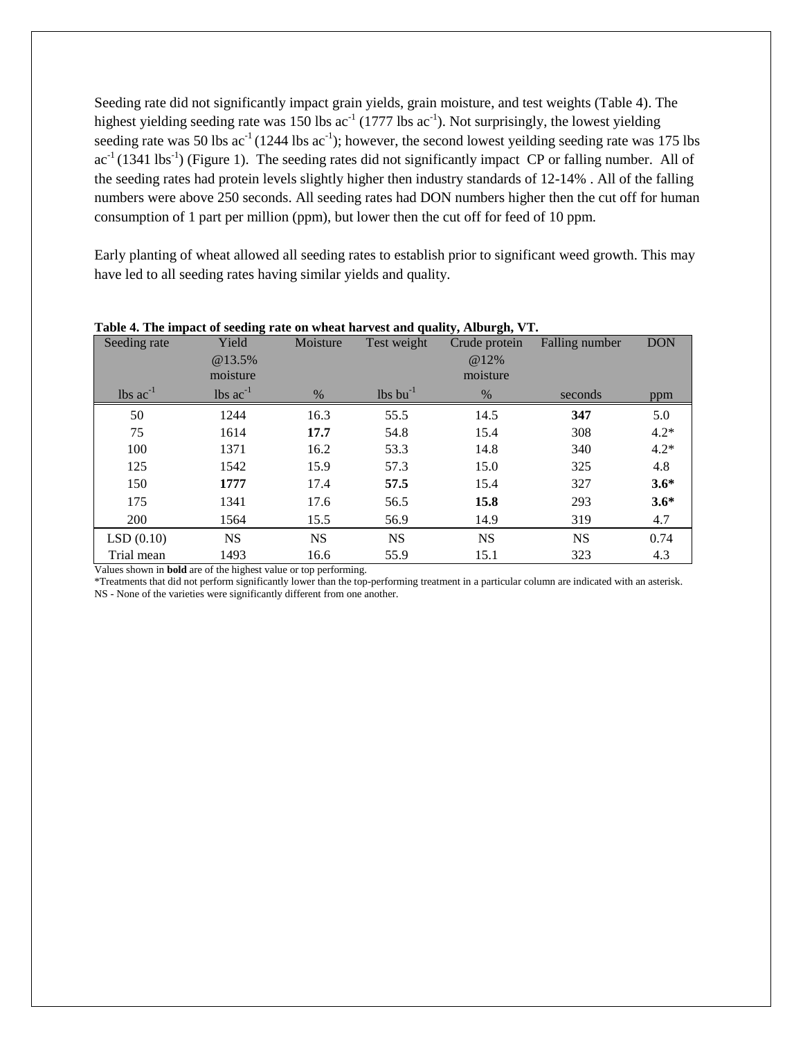Seeding rate did not significantly impact grain yields, grain moisture, and test weights (Table 4). The highest yielding seeding rate was 150 lbs $ac^{-1}$ (1777 lbs $ac^{-1}$). Not surprisingly, the lowest yielding seeding rate was 50 lbs $ac^{-1}$ (1244 lbs $ac^{-1}$); however, the second lowest yeilding seeding rate was 175 lbs $ac^{-1}$ (1341 $lbs^{-1}$) (Figure 1). The seeding rates did not significantly impact CP or falling number. All of the seeding rates had protein levels slightly higher then industry standards of 12-14% . All of the falling numbers were above 250 seconds. All seeding rates had DON numbers higher then the cut off for human consumption of 1 part per million (ppm), but lower then the cut off for feed of 10 ppm.

Early planting of wheat allowed all seeding rates to establish prior to significant weed growth. This may have led to all seeding rates having similar yields and quality.

**Table 4. The impact of seeding rate on wheat harvest and quality, Alburgh, VT.**

| Seeding rate | Yield @13.5% moisture | Moisture | Test weight | Crude protein @12% moisture | Falling number | DON |
|---|---|---|---|---|---|---|
| lbs $ac^{-1}$ | lbs $ac^{-1}$ | % | lbs $bu^{-1}$ | % | seconds | ppm |
| 50 | 1244 | 16.3 | 55.5 | 14.5 | **347** | 5.0 |
| 75 | 1614 | **17.7** | 54.8 | 15.4 | 308 | 4.2* |
| 100 | 1371 | 16.2 | 53.3 | 14.8 | 340 | 4.2* |
| 125 | 1542 | 15.9 | 57.3 | 15.0 | 325 | 4.8 |
| 150 | **1777** | 17.4 | **57.5** | 15.4 | 327 | **3.6*** |
| 175 | 1341 | 17.6 | 56.5 | **15.8** | 293 | **3.6*** |
| 200 | 1564 | 15.5 | 56.9 | 14.9 | 319 | 4.7 |
| LSD (0.10) | NS | NS | NS | NS | NS | 0.74 |
| Trial mean | 1493 | 16.6 | 55.9 | 15.1 | 323 | 4.3 |

Values shown in **bold** are of the highest value or top performing.

*Treatments that did not perform significantly lower than the top-performing treatment in a particular column are indicated with an asterisk.

NS - None of the varieties were significantly different from one another.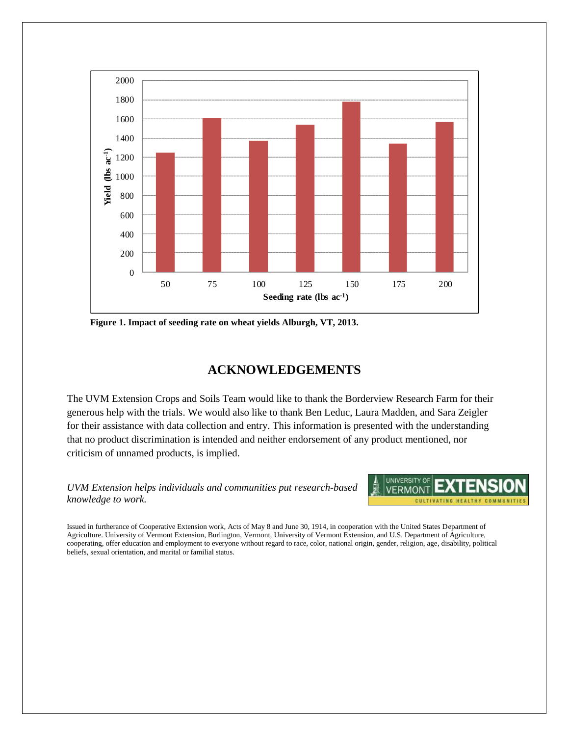2000
1800
1600
1400
1200
1000
800
600
400
200
0

Yield (lbs ac$^{-1}$)

50
75
100
125
150
175
200

Seeding rate (lbs ac$^{-1}$)

**Figure 1. Impact of seeding rate on wheat yields Alburgh, VT, 2013.**

## ACKNOWLEDGEMENTS

The UVM Extension Crops and Soils Team would like to thank the Borderview Research Farm for their generous help with the trials. We would also like to thank Ben Leduc, Laura Madden, and Sara Zeigler for their assistance with data collection and entry. This information is presented with the understanding that no product discrimination is intended and neither endorsement of any product mentioned, nor criticism of unnamed products, is implied.

*UVM Extension helps individuals and communities put research-based knowledge to work.*

UNIVERSITY OF VERMONT EXTENSION
CULTIVATING HEALTHY COMMUNITIES

Issued in furtherance of Cooperative Extension work, Acts of May 8 and June 30, 1914, in cooperation with the United States Department of Agriculture. University of Vermont Extension, Burlington, Vermont, University of Vermont Extension, and U.S. Department of Agriculture, cooperating, offer education and employment to everyone without regard to race, color, national origin, gender, religion, age, disability, political beliefs, sexual orientation, and marital or familial status.